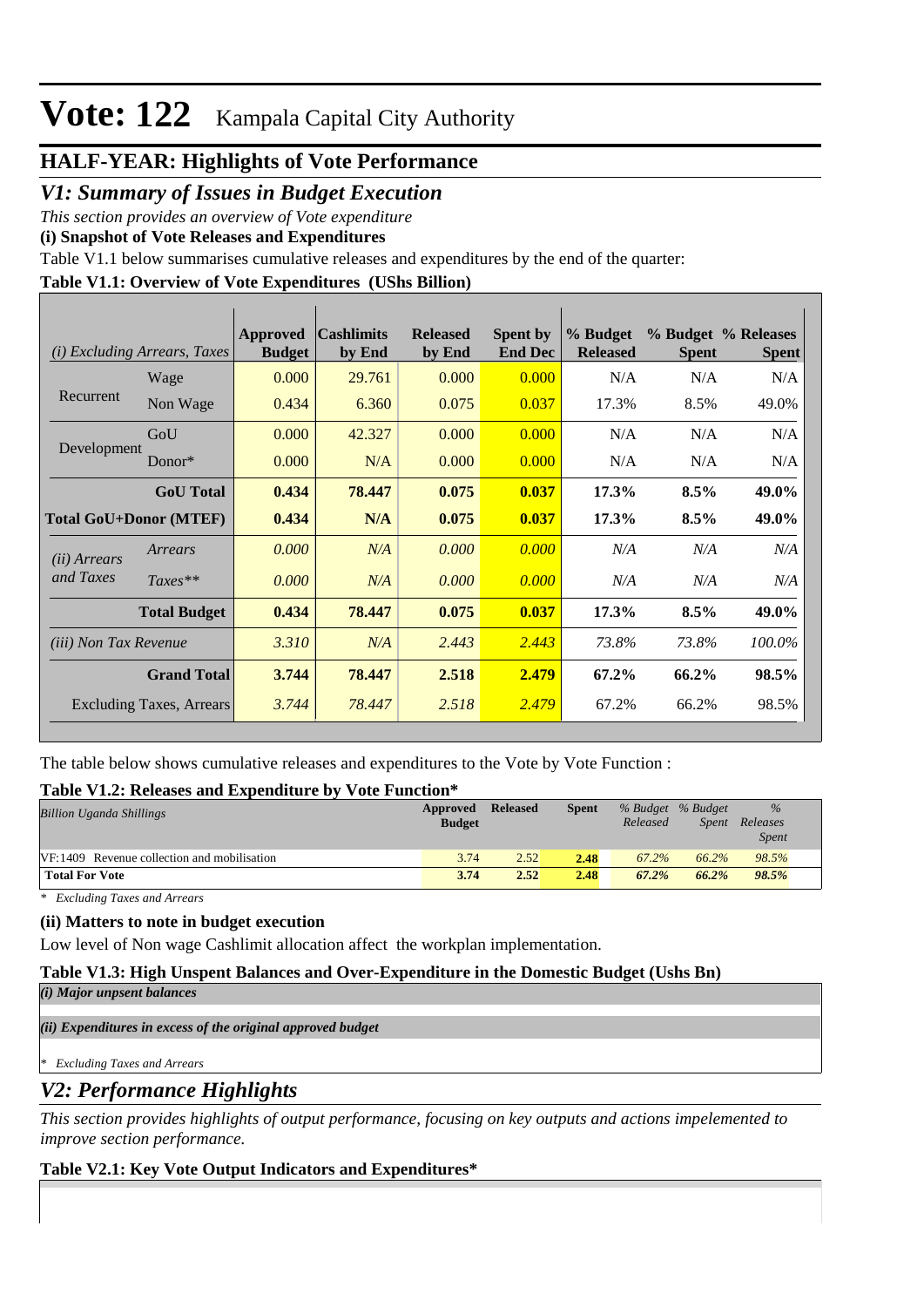# Vote: 122 Kampala Capital City Authority

## HALF-YEAR: Highlights of Vote Performance

## *V1: Summary of Issues in Budget Execution*

*This section provides an overview of Vote expenditure*

**(i) Snapshot of Vote Releases and Expenditures**

Table V1.1 below summarises cumulative releases and expenditures by the end of the quarter:

**Table V1.1: Overview of Vote Expenditures (UShs Billion)**

| *(i) Excluding Arrears, Taxes* | | Approved Budget | Cashlimits by End | Released by End | Spent by End Dec | % Budget Released | % Budget Spent | % Releases Spent |
|---|---|---|---|---|---|---|---|---|
| Recurrent | Wage | 0.000 | 29.761 | 0.000 | 0.000 | N/A | N/A | N/A |
| | Non Wage | 0.434 | 6.360 | 0.075 | 0.037 | 17.3% | 8.5% | 49.0% |
| Development | GoU | 0.000 | 42.327 | 0.000 | 0.000 | N/A | N/A | N/A |
| | Donor* | 0.000 | N/A | 0.000 | 0.000 | N/A | N/A | N/A |
| | **GoU Total** | **0.434** | **78.447** | **0.075** | **0.037** | **17.3%** | **8.5%** | **49.0%** |
| **Total GoU+Donor (MTEF)** | | **0.434** | **N/A** | **0.075** | **0.037** | **17.3%** | **8.5%** | **49.0%** |
| *(ii) Arrears and Taxes* | *Arrears* | *0.000* | *N/A* | *0.000* | *0.000* | *N/A* | *N/A* | *N/A* |
| | *Taxes*** | *0.000* | *N/A* | *0.000* | *0.000* | *N/A* | *N/A* | *N/A* |
| | **Total Budget** | **0.434** | **78.447** | **0.075** | **0.037** | **17.3%** | **8.5%** | **49.0%** |
| *(iii) Non Tax Revenue* | | *3.310* | *N/A* | *2.443* | *2.443* | *73.8%* | *73.8%* | *100.0%* |
| | **Grand Total** | **3.744** | **78.447** | **2.518** | **2.479** | **67.2%** | **66.2%** | **98.5%** |
| | Excluding Taxes, Arrears | *3.744* | *78.447* | *2.518* | *2.479* | 67.2% | 66.2% | 98.5% |

The table below shows cumulative releases and expenditures to the Vote by Vote Function :

**Table V1.2: Releases and Expenditure by Vote Function***

| *Billion Uganda Shillings* | Approved Budget | Released | Spent | *% Budget Released* | *% Budget Spent* | *% Releases Spent* |
|---|---|---|---|---|---|---|
| VF:1409 Revenue collection and mobilisation | 3.74 | 2.52 | **2.48** | *67.2%* | *66.2%* | *98.5%* |
| **Total For Vote** | **3.74** | **2.52** | **2.48** | ***67.2%*** | ***66.2%*** | ***98.5%*** |

*\* Excluding Taxes and Arrears*

**(ii) Matters to note in budget execution**

Low level of Non wage Cashlimit allocation affect the workplan implementation.

**Table V1.3: High Unspent Balances and Over-Expenditure in the Domestic Budget (Ushs Bn)**

***(i) Major unpsent balances***

***(ii) Expenditures in excess of the original approved budget***

*\* Excluding Taxes and Arrears*

## *V2: Performance Highlights*

*This section provides highlights of output performance, focusing on key outputs and actions impelemented to improve section performance.*

**Table V2.1: Key Vote Output Indicators and Expenditures***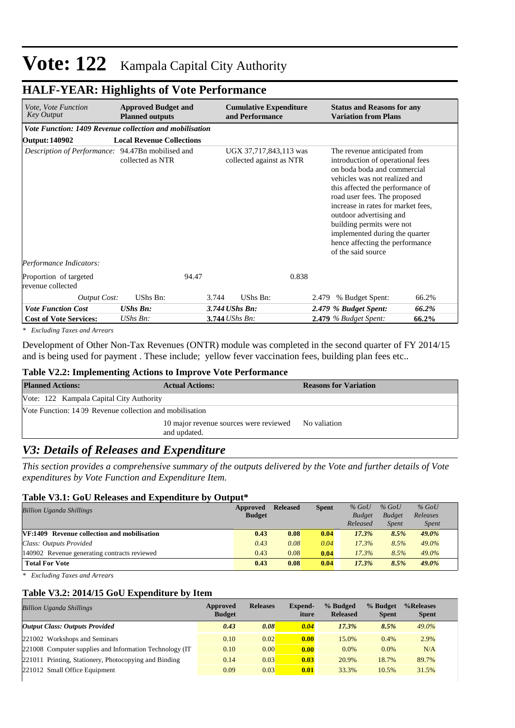# Vote: 122 Kampala Capital City Authority

## HALF-YEAR: Highlights of Vote Performance

| *Vote, Vote Function Key Output* | **Approved Budget and Planned outputs** | | **Cumulative Expenditure and Performance** | | **Status and Reasons for any Variation from Plans** | |
|---|---|---|---|---|---|---|
| ***Vote Function: 1409 Revenue collection and mobilisation*** | | | | | | |
| **Output: 140902** | **Local Revenue Collections** | | | | | |
| *Description of Performance:* | 94.47Bn mobilised and collected as NTR | | UGX 37,717,843,113 was collected against as NTR | | The revenue anticipated from introduction of operational fees on boda boda and commercial vehicles was not realized and this affected the performance of road user fees. The proposed increase in rates for market fees, outdoor advertising and building permits were not implemented during the quarter hence affecting the performance of the said source | |
| *Performance Indicators:* | | | | | | |
| Proportion of targeted revenue collected | | 94.47 | | 0.838 | | |
| *Output Cost:* | UShs Bn: | 3.744 | UShs Bn: | 2.479 | % Budget Spent: | 66.2% |
| ***Vote Function Cost*** | ***UShs Bn:*** | ***3.744*** | ***UShs Bn:*** | ***2.479*** | ***% Budget Spent:*** | ***66.2%*** |
| **Cost of Vote Services:** | *UShs Bn:* | **3.744** | *UShs Bn:* | **2.479** | *% Budget Spent:* | **66.2%** |

*\* Excluding Taxes and Arrears*

Development of Other Non-Tax Revenues (ONTR) module was completed in the second quarter of FY 2014/15 and is being used for payment . These include; yellow fever vaccination fees, building plan fees etc..

### Table V2.2: Implementing Actions to Improve Vote Performance

| **Planned Actions:** | **Actual Actions:** | **Reasons for Variation** |
|---|---|---|
| Vote: 122 Kampala Capital City Authority | | |
| Vote Function: 14 09 Revenue collection and mobilisation | | |
| | 10 major revenue sources were reviewed and updated. | No valiation |

## *V3: Details of Releases and Expenditure*

*This section provides a comprehensive summary of the outputs delivered by the Vote and further details of Vote expenditures by Vote Function and Expenditure Item.*

### Table V3.1: GoU Releases and Expenditure by Output*

| *Billion Uganda Shillings* | **Approved Budget** | **Released** | **Spent** | *% GoU Budget Released* | *% GoU Budget Spent* | *% GoU Releases Spent* |
|---|---|---|---|---|---|---|
| **VF:1409 Revenue collection and mobilisation** | **0.43** | **0.08** | **0.04** | ***17.3%*** | ***8.5%*** | ***49.0%*** |
| *Class: Outputs Provided* | *0.43* | *0.08* | *0.04* | *17.3%* | *8.5%* | *49.0%* |
| 140902 Revenue generating contracts reviewed | 0.43 | 0.08 | **0.04** | *17.3%* | *8.5%* | *49.0%* |
| **Total For Vote** | **0.43** | **0.08** | **0.04** | ***17.3%*** | ***8.5%*** | ***49.0%*** |

*\* Excluding Taxes and Arrears*

### Table V3.2: 2014/15 GoU Expenditure by Item

| *Billion Uganda Shillings* | **Approved Budget** | **Releases** | **Expend-iture** | **% Budged Released** | **% Budget Spent** | **%Releases Spent** |
|---|---|---|---|---|---|---|
| ***Output Class: Outputs Provided*** | ***0.43*** | ***0.08*** | ***0.04*** | ***17.3%*** | ***8.5%*** | *49.0%* |
| 221002 Workshops and Seminars | 0.10 | 0.02 | **0.00** | 15.0% | 0.4% | 2.9% |
| 221008 Computer supplies and Information Technology (IT | 0.10 | 0.00 | **0.00** | 0.0% | 0.0% | N/A |
| 221011 Printing, Stationery, Photocopying and Binding | 0.14 | 0.03 | **0.03** | 20.9% | 18.7% | 89.7% |
| 221012 Small Office Equipment | 0.09 | 0.03 | **0.01** | 33.3% | 10.5% | 31.5% |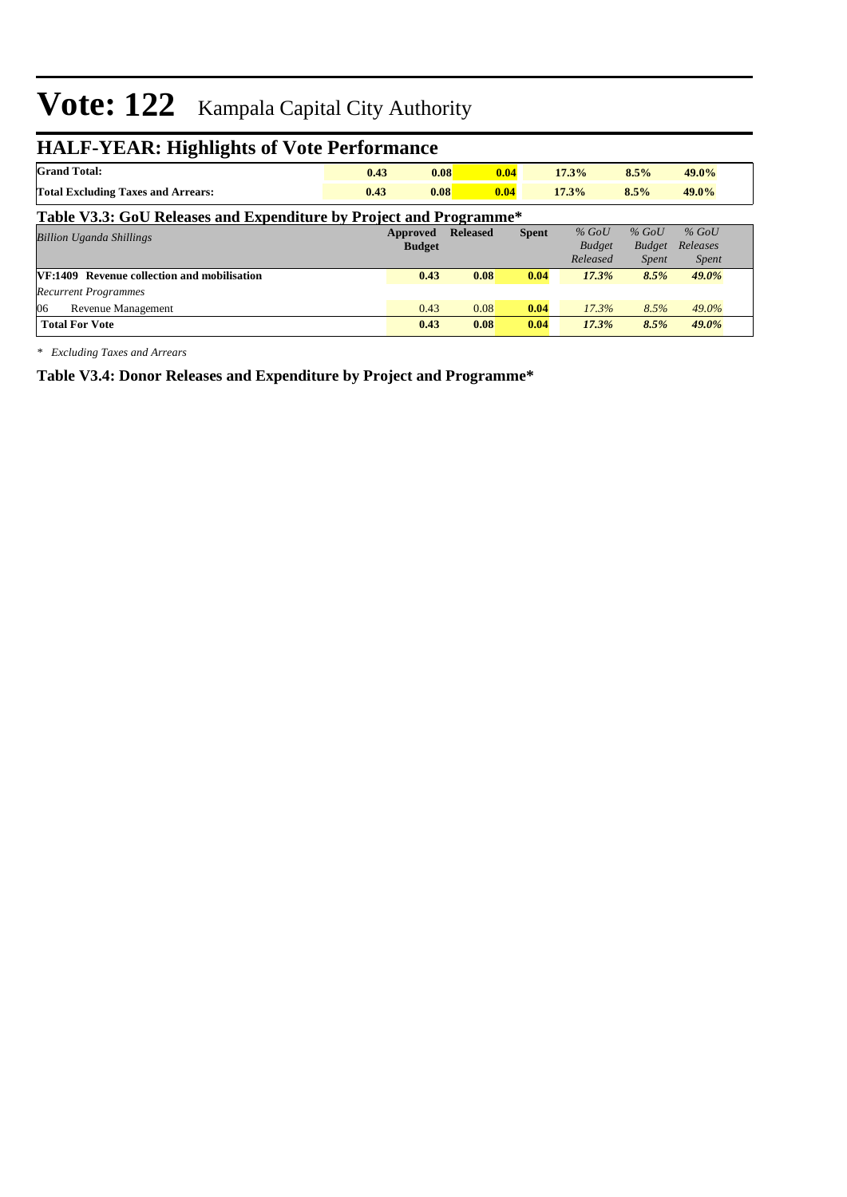# Vote: 122 Kampala Capital City Authority

## HALF-YEAR: Highlights of Vote Performance

| | | | | | | |
|---|---|---|---|---|---|---|
| **Grand Total:** | **0.43** | **0.08** | **0.04** | **17.3%** | **8.5%** | **49.0%** |
| **Total Excluding Taxes and Arrears:** | **0.43** | **0.08** | **0.04** | **17.3%** | **8.5%** | **49.0%** |

### Table V3.3: GoU Releases and Expenditure by Project and Programme*

| *Billion Uganda Shillings* | **Approved Budget** | **Released** | **Spent** | *% GoU Budget Released* | *% GoU Budget Spent* | *% GoU Releases Spent* |
|---|---|---|---|---|---|---|
| **VF:1409 Revenue collection and mobilisation** | **0.43** | **0.08** | **0.04** | ***17.3%*** | ***8.5%*** | ***49.0%*** |
| *Recurrent Programmes* | | | | | | |
| 06 Revenue Management | 0.43 | 0.08 | **0.04** | *17.3%* | *8.5%* | *49.0%* |
| **Total For Vote** | **0.43** | **0.08** | **0.04** | ***17.3%*** | ***8.5%*** | ***49.0%*** |

*\* Excluding Taxes and Arrears*

### Table V3.4: Donor Releases and Expenditure by Project and Programme*